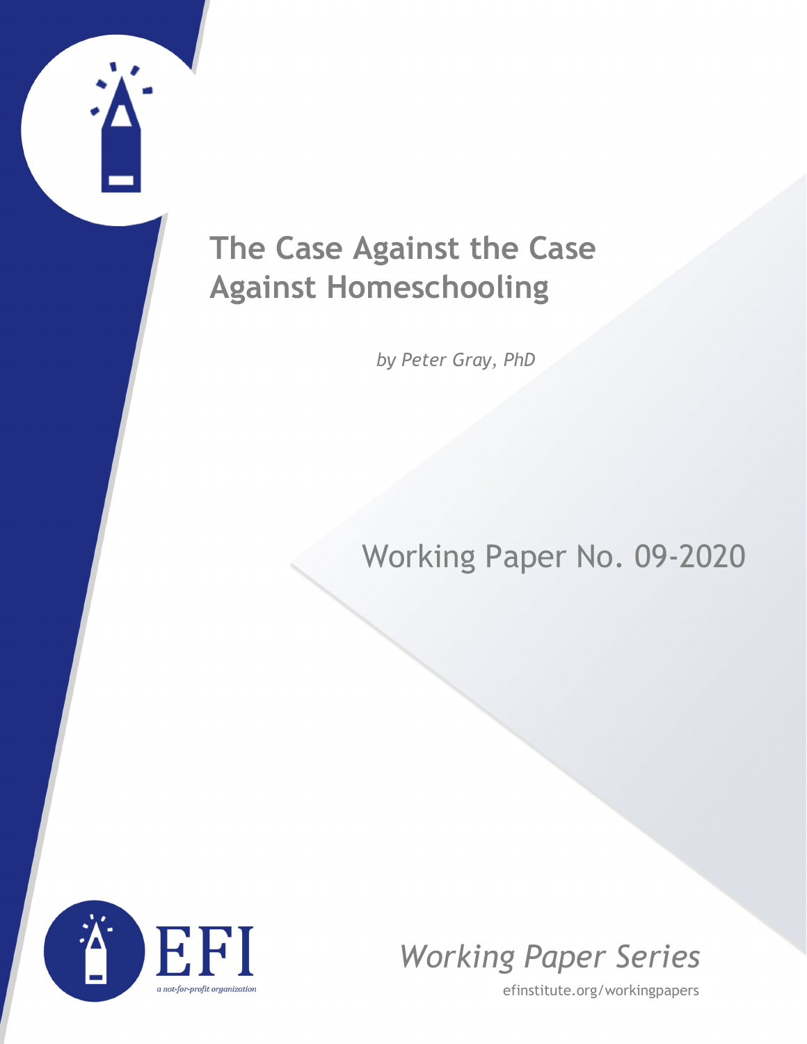# The Case Against the Case Against Homeschooling

*by Peter Gray, PhD*

Working Paper No. 09-2020

EFI

*a not-for-profit organization*

*Working Paper Series*

efinstitute.org/workingpapers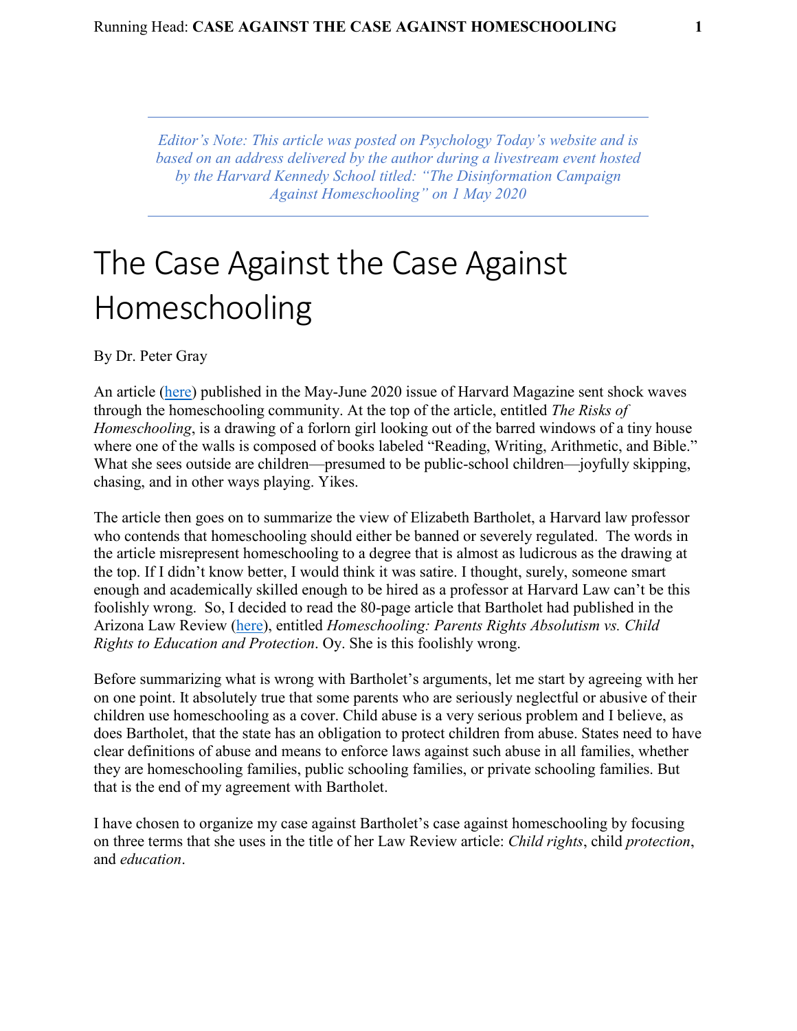*Editor's Note: This article was posted on Psychology Today's website and is based on an address delivered by the author during a livestream event hosted by the Harvard Kennedy School titled: "The Disinformation Campaign Against Homeschooling" on 1 May 2020*

# The Case Against the Case Against Homeschooling

By Dr. Peter Gray

An article (here) published in the May-June 2020 issue of Harvard Magazine sent shock waves through the homeschooling community. At the top of the article, entitled *The Risks of Homeschooling*, is a drawing of a forlorn girl looking out of the barred windows of a tiny house where one of the walls is composed of books labeled "Reading, Writing, Arithmetic, and Bible." What she sees outside are children—presumed to be public-school children—joyfully skipping, chasing, and in other ways playing. Yikes.

The article then goes on to summarize the view of Elizabeth Bartholet, a Harvard law professor who contends that homeschooling should either be banned or severely regulated. The words in the article misrepresent homeschooling to a degree that is almost as ludicrous as the drawing at the top. If I didn't know better, I would think it was satire. I thought, surely, someone smart enough and academically skilled enough to be hired as a professor at Harvard Law can't be this foolishly wrong. So, I decided to read the 80-page article that Bartholet had published in the Arizona Law Review (here), entitled *Homeschooling: Parents Rights Absolutism vs. Child Rights to Education and Protection*. Oy. She is this foolishly wrong.

Before summarizing what is wrong with Bartholet's arguments, let me start by agreeing with her on one point. It absolutely true that some parents who are seriously neglectful or abusive of their children use homeschooling as a cover. Child abuse is a very serious problem and I believe, as does Bartholet, that the state has an obligation to protect children from abuse. States need to have clear definitions of abuse and means to enforce laws against such abuse in all families, whether they are homeschooling families, public schooling families, or private schooling families. But that is the end of my agreement with Bartholet.

I have chosen to organize my case against Bartholet's case against homeschooling by focusing on three terms that she uses in the title of her Law Review article: *Child rights*, child *protection*, and *education*.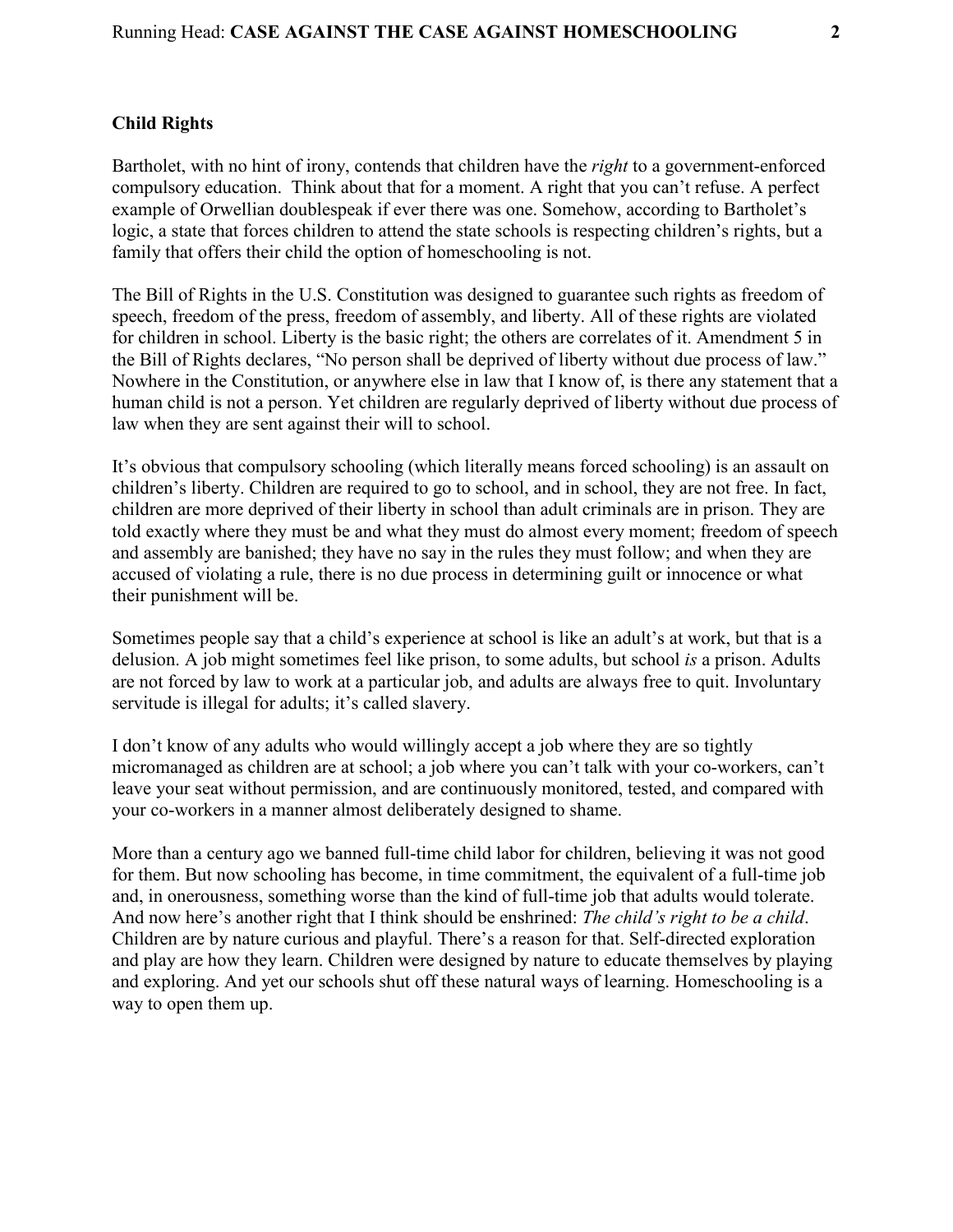**Child Rights**

Bartholet, with no hint of irony, contends that children have the *right* to a government-enforced compulsory education. Think about that for a moment. A right that you can't refuse. A perfect example of Orwellian doublespeak if ever there was one. Somehow, according to Bartholet's logic, a state that forces children to attend the state schools is respecting children's rights, but a family that offers their child the option of homeschooling is not.

The Bill of Rights in the U.S. Constitution was designed to guarantee such rights as freedom of speech, freedom of the press, freedom of assembly, and liberty. All of these rights are violated for children in school. Liberty is the basic right; the others are correlates of it. Amendment 5 in the Bill of Rights declares, "No person shall be deprived of liberty without due process of law." Nowhere in the Constitution, or anywhere else in law that I know of, is there any statement that a human child is not a person. Yet children are regularly deprived of liberty without due process of law when they are sent against their will to school.

It's obvious that compulsory schooling (which literally means forced schooling) is an assault on children's liberty. Children are required to go to school, and in school, they are not free. In fact, children are more deprived of their liberty in school than adult criminals are in prison. They are told exactly where they must be and what they must do almost every moment; freedom of speech and assembly are banished; they have no say in the rules they must follow; and when they are accused of violating a rule, there is no due process in determining guilt or innocence or what their punishment will be.

Sometimes people say that a child's experience at school is like an adult's at work, but that is a delusion. A job might sometimes feel like prison, to some adults, but school *is* a prison. Adults are not forced by law to work at a particular job, and adults are always free to quit. Involuntary servitude is illegal for adults; it's called slavery.

I don't know of any adults who would willingly accept a job where they are so tightly micromanaged as children are at school; a job where you can't talk with your co-workers, can't leave your seat without permission, and are continuously monitored, tested, and compared with your co-workers in a manner almost deliberately designed to shame.

More than a century ago we banned full-time child labor for children, believing it was not good for them. But now schooling has become, in time commitment, the equivalent of a full-time job and, in onerousness, something worse than the kind of full-time job that adults would tolerate. And now here's another right that I think should be enshrined: *The child's right to be a child*. Children are by nature curious and playful. There's a reason for that. Self-directed exploration and play are how they learn. Children were designed by nature to educate themselves by playing and exploring. And yet our schools shut off these natural ways of learning. Homeschooling is a way to open them up.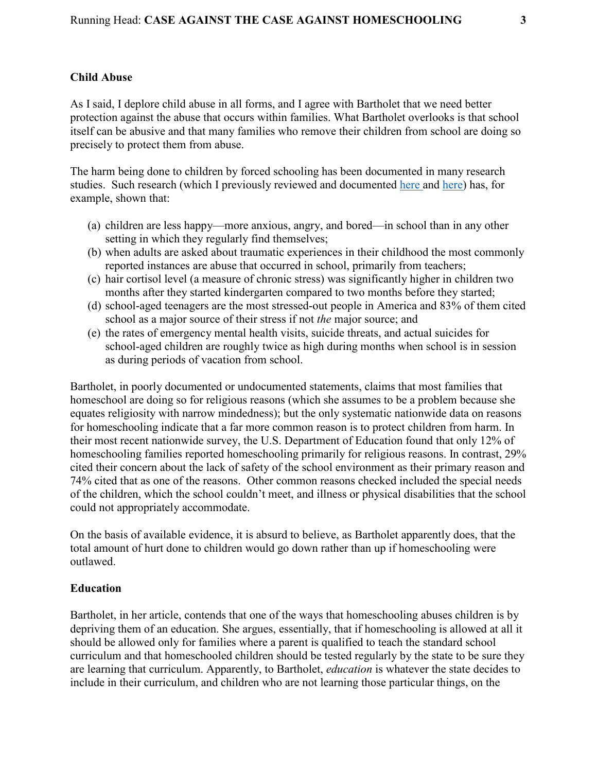### Child Abuse

As I said, I deplore child abuse in all forms, and I agree with Bartholet that we need better protection against the abuse that occurs within families. What Bartholet overlooks is that school itself can be abusive and that many families who remove their children from school are doing so precisely to protect them from abuse.

The harm being done to children by forced schooling has been documented in many research studies. Such research (which I previously reviewed and documented here and here) has, for example, shown that:

(a) children are less happy—more anxious, angry, and bored—in school than in any other setting in which they regularly find themselves;
(b) when adults are asked about traumatic experiences in their childhood the most commonly reported instances are abuse that occurred in school, primarily from teachers;
(c) hair cortisol level (a measure of chronic stress) was significantly higher in children two months after they started kindergarten compared to two months before they started;
(d) school-aged teenagers are the most stressed-out people in America and 83% of them cited school as a major source of their stress if not *the* major source; and
(e) the rates of emergency mental health visits, suicide threats, and actual suicides for school-aged children are roughly twice as high during months when school is in session as during periods of vacation from school.

Bartholet, in poorly documented or undocumented statements, claims that most families that homeschool are doing so for religious reasons (which she assumes to be a problem because she equates religiosity with narrow mindedness); but the only systematic nationwide data on reasons for homeschooling indicate that a far more common reason is to protect children from harm. In their most recent nationwide survey, the U.S. Department of Education found that only 12% of homeschooling families reported homeschooling primarily for religious reasons. In contrast, 29% cited their concern about the lack of safety of the school environment as their primary reason and 74% cited that as one of the reasons. Other common reasons checked included the special needs of the children, which the school couldn't meet, and illness or physical disabilities that the school could not appropriately accommodate.

On the basis of available evidence, it is absurd to believe, as Bartholet apparently does, that the total amount of hurt done to children would go down rather than up if homeschooling were outlawed.

### Education

Bartholet, in her article, contends that one of the ways that homeschooling abuses children is by depriving them of an education. She argues, essentially, that if homeschooling is allowed at all it should be allowed only for families where a parent is qualified to teach the standard school curriculum and that homeschooled children should be tested regularly by the state to be sure they are learning that curriculum. Apparently, to Bartholet, *education* is whatever the state decides to include in their curriculum, and children who are not learning those particular things, on the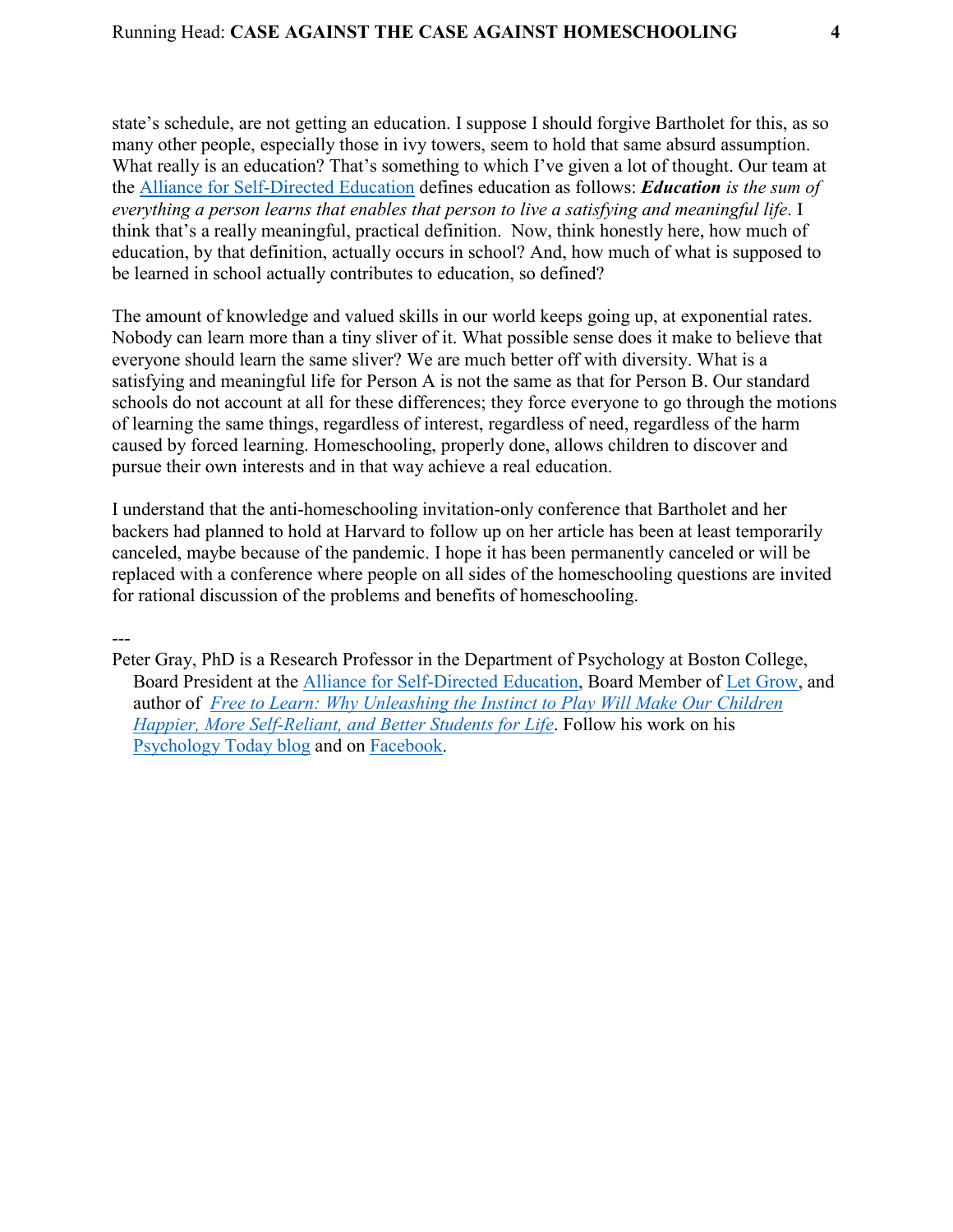state's schedule, are not getting an education. I suppose I should forgive Bartholet for this, as so many other people, especially those in ivy towers, seem to hold that same absurd assumption. What really is an education? That's something to which I've given a lot of thought. Our team at the Alliance for Self-Directed Education defines education as follows: ***Education*** *is the sum of everything a person learns that enables that person to live a satisfying and meaningful life*. I think that's a really meaningful, practical definition. Now, think honestly here, how much of education, by that definition, actually occurs in school? And, how much of what is supposed to be learned in school actually contributes to education, so defined?

The amount of knowledge and valued skills in our world keeps going up, at exponential rates. Nobody can learn more than a tiny sliver of it. What possible sense does it make to believe that everyone should learn the same sliver? We are much better off with diversity. What is a satisfying and meaningful life for Person A is not the same as that for Person B. Our standard schools do not account at all for these differences; they force everyone to go through the motions of learning the same things, regardless of interest, regardless of need, regardless of the harm caused by forced learning. Homeschooling, properly done, allows children to discover and pursue their own interests and in that way achieve a real education.

I understand that the anti-homeschooling invitation-only conference that Bartholet and her backers had planned to hold at Harvard to follow up on her article has been at least temporarily canceled, maybe because of the pandemic. I hope it has been permanently canceled or will be replaced with a conference where people on all sides of the homeschooling questions are invited for rational discussion of the problems and benefits of homeschooling.

---

Peter Gray, PhD is a Research Professor in the Department of Psychology at Boston College, Board President at the Alliance for Self-Directed Education, Board Member of Let Grow, and author of *Free to Learn: Why Unleashing the Instinct to Play Will Make Our Children Happier, More Self-Reliant, and Better Students for Life*. Follow his work on his Psychology Today blog and on Facebook.